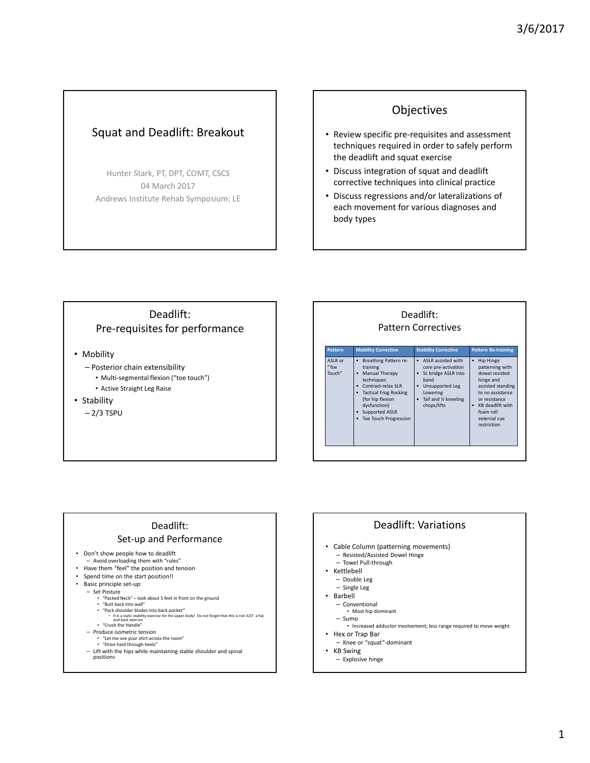# Squat and Deadlift: Breakout

Hunter Stark, PT, DPT, COMT, CSCS
04 March 2017
Andrews Institute Rehab Symposium: LE

## Objectives

- Review specific pre-requisites and assessment techniques required in order to safely perform the deadlift and squat exercise
- Discuss integration of squat and deadlift corrective techniques into clinical practice
- Discuss regressions and/or lateralizations of each movement for various diagnoses and body types

## Deadlift: Pre-requisites for performance

- Mobility
  - Posterior chain extensibility
    - Multi-segmental flexion ("toe touch")
    - Active Straight Leg Raise
- Stability
  - 2/3 TSPU

## Deadlift: Pattern Correctives

| Pattern | Mobility Corrective | Stability Corrective | Pattern Re-training |
|---|---|---|---|
| ASLR or "Toe Touch" | • Breathing Pattern re-training<br>• Manual Therapy techniques<br>• Contract-relax SLR<br>• Tactical Frog Rocking (for hip flexion dysfunction)<br>• Supported ASLR<br>• Toe Touch Progression | • ASLR assisted with core pre-activation<br>• SL bridge ASLR into band<br>• Unsupported Leg Lowering<br>• Tall and ½ kneeling chops/lifts | • Hip Hinge patterning with dowel resisted hinge and assisted standing to no assistance or resistance<br>• KB deadlift with foam roll external cue restriction |

## Deadlift: Set-up and Performance

- Don't show people how to deadlift
  - Avoid overloading them with "rules"
- Have them "feel" the position and tension
- Spend time on the start position!!
- Basic principle set-up:
  - Set Posture
    - "Packed Neck" – look about 5 feet in front on the ground
    - "Butt back into wall"
    - "Pack shoulder blades into back pocket"
      - It is a static stability exercise for the upper body! Do not forget that this is not JUST a hip and back exercise
    - "Crush the Handle"
  - Produce isometric tension
    - "Let me see your shirt across the room"
    - "Drive hard through heels"
  - Lift with the hips while maintaining stable shoulder and spinal positions

## Deadlift: Variations

- Cable Column (patterning movements)
  - Resisted/Assisted Dowel Hinge
  - Towel Pull-through
- Kettlebell
  - Double Leg
  - Single Leg
- Barbell
  - Conventional
    - Most hip dominant
  - Sumo
    - Increased adductor involvement; less range required to move weight
- Hex or Trap Bar
  - Knee or "squat"-dominant
- KB Swing
  - Explosive hinge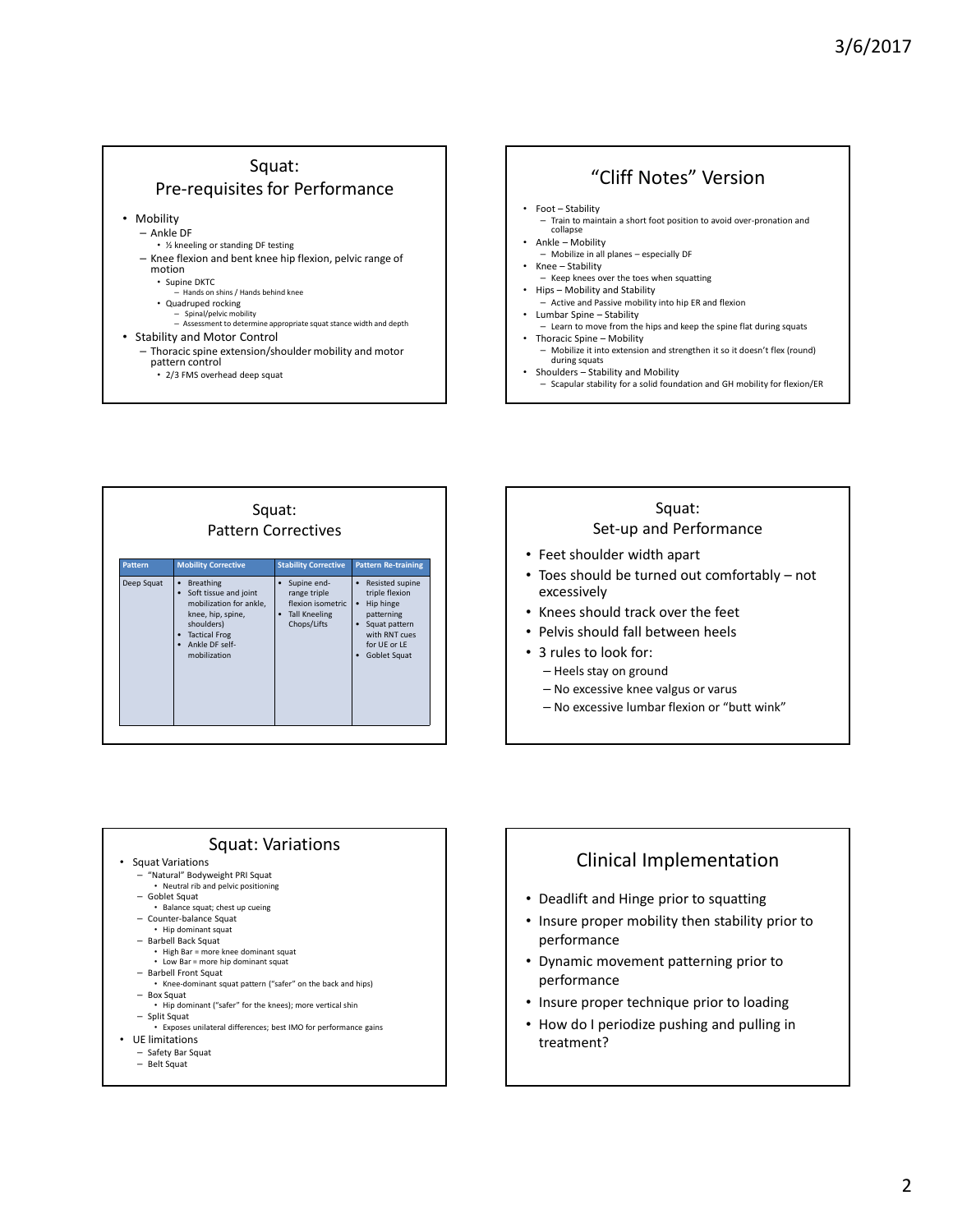## Squat: Pre-requisites for Performance

- Mobility
  - Ankle DF
    - ½ kneeling or standing DF testing
  - Knee flexion and bent knee hip flexion, pelvic range of motion
    - Supine DKTC
      - Hands on shins / Hands behind knee
    - Quadruped rocking
      - Spinal/pelvic mobility
      - Assessment to determine appropriate squat stance width and depth
- Stability and Motor Control
  - Thoracic spine extension/shoulder mobility and motor pattern control
    - 2/3 FMS overhead deep squat

## "Cliff Notes" Version

- Foot – Stability
  - Train to maintain a short foot position to avoid over-pronation and collapse
- Ankle – Mobility
  - Mobilize in all planes – especially DF
- Knee – Stability
  - Keep knees over the toes when squatting
- Hips – Mobility and Stability
  - Active and Passive mobility into hip ER and flexion
- Lumbar Spine – Stability
  - Learn to move from the hips and keep the spine flat during squats
- Thoracic Spine – Mobility
  - Mobilize it into extension and strengthen it so it doesn't flex (round) during squats
- Shoulders – Stability and Mobility
  - Scapular stability for a solid foundation and GH mobility for flexion/ER

## Squat: Pattern Correctives

| Pattern | Mobility Corrective | Stability Corrective | Pattern Re-training |
|---|---|---|---|
| Deep Squat | • Breathing<br>• Soft tissue and joint mobilization for ankle, knee, hip, spine, shoulders)<br>• Tactical Frog<br>• Ankle DF self-mobilization | • Supine end-range triple flexion isometric<br>• Tall Kneeling Chops/Lifts | • Resisted supine triple flexion<br>• Hip hinge patterning<br>• Squat pattern with RNT cues for UE or LE<br>• Goblet Squat |

## Squat: Set-up and Performance

- Feet shoulder width apart
- Toes should be turned out comfortably – not excessively
- Knees should track over the feet
- Pelvis should fall between heels
- 3 rules to look for:
  - Heels stay on ground
  - No excessive knee valgus or varus
  - No excessive lumbar flexion or "butt wink"

## Squat: Variations

- Squat Variations
  - "Natural" Bodyweight PRI Squat
    - Neutral rib and pelvic positioning
  - Goblet Squat
    - Balance squat; chest up cueing
  - Counter-balance Squat
    - Hip dominant squat
  - Barbell Back Squat
    - High Bar = more knee dominant squat
    - Low Bar = more hip dominant squat
  - Barbell Front Squat
    - Knee-dominant squat pattern ("safer" on the back and hips)
  - Box Squat
    - Hip dominant ("safer" for the knees); more vertical shin
  - Split Squat
    - Exposes unilateral differences; best IMO for performance gains
- UE limitations
  - Safety Bar Squat
  - Belt Squat

## Clinical Implementation

- Deadlift and Hinge prior to squatting
- Insure proper mobility then stability prior to performance
- Dynamic movement patterning prior to performance
- Insure proper technique prior to loading
- How do I periodize pushing and pulling in treatment?